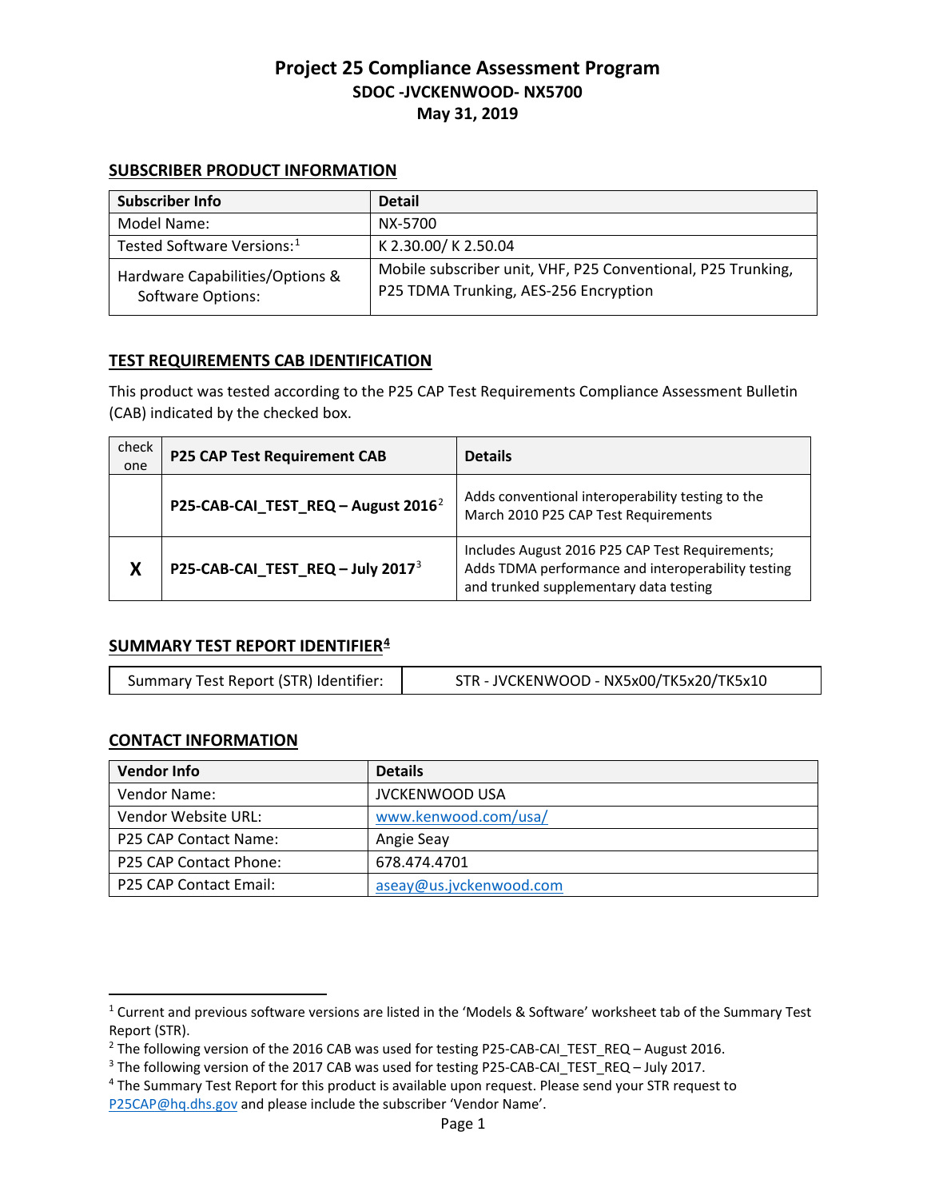# Project 25 Compliance Assessment Program

## SDOC -JVCKENWOOD- NX5700

## May 31, 2019

### SUBSCRIBER PRODUCT INFORMATION

| Subscriber Info | Detail |
|---|---|
| Model Name: | NX-5700 |
| Tested Software Versions:[1] | K 2.30.00/ K 2.50.04 |
| Hardware Capabilities/Options & Software Options: | Mobile subscriber unit, VHF, P25 Conventional, P25 Trunking, P25 TDMA Trunking, AES-256 Encryption |

### TEST REQUIREMENTS CAB IDENTIFICATION

This product was tested according to the P25 CAP Test Requirements Compliance Assessment Bulletin (CAB) indicated by the checked box.

| check one | P25 CAP Test Requirement CAB | Details |
|---|---|---|
| | **P25-CAB-CAI_TEST_REQ – August 2016**[2] | Adds conventional interoperability testing to the March 2010 P25 CAP Test Requirements |
| **X** | **P25-CAB-CAI_TEST_REQ – July 2017**[3] | Includes August 2016 P25 CAP Test Requirements; Adds TDMA performance and interoperability testing and trunked supplementary data testing |

### SUMMARY TEST REPORT IDENTIFIER[4]

| Summary Test Report (STR) Identifier: | STR - JVCKENWOOD - NX5x00/TK5x20/TK5x10 |
|---|---|

### CONTACT INFORMATION

| Vendor Info | Details |
|---|---|
| Vendor Name: | JVCKENWOOD USA |
| Vendor Website URL: | www.kenwood.com/usa/ |
| P25 CAP Contact Name: | Angie Seay |
| P25 CAP Contact Phone: | 678.474.4701 |
| P25 CAP Contact Email: | aseay@us.jvckenwood.com |

---

[1] Current and previous software versions are listed in the 'Models & Software' worksheet tab of the Summary Test Report (STR).

[2] The following version of the 2016 CAB was used for testing P25-CAB-CAI_TEST_REQ – August 2016.

[3] The following version of the 2017 CAB was used for testing P25-CAB-CAI_TEST_REQ – July 2017.

[4] The Summary Test Report for this product is available upon request. Please send your STR request to P25CAP@hq.dhs.gov and please include the subscriber 'Vendor Name'.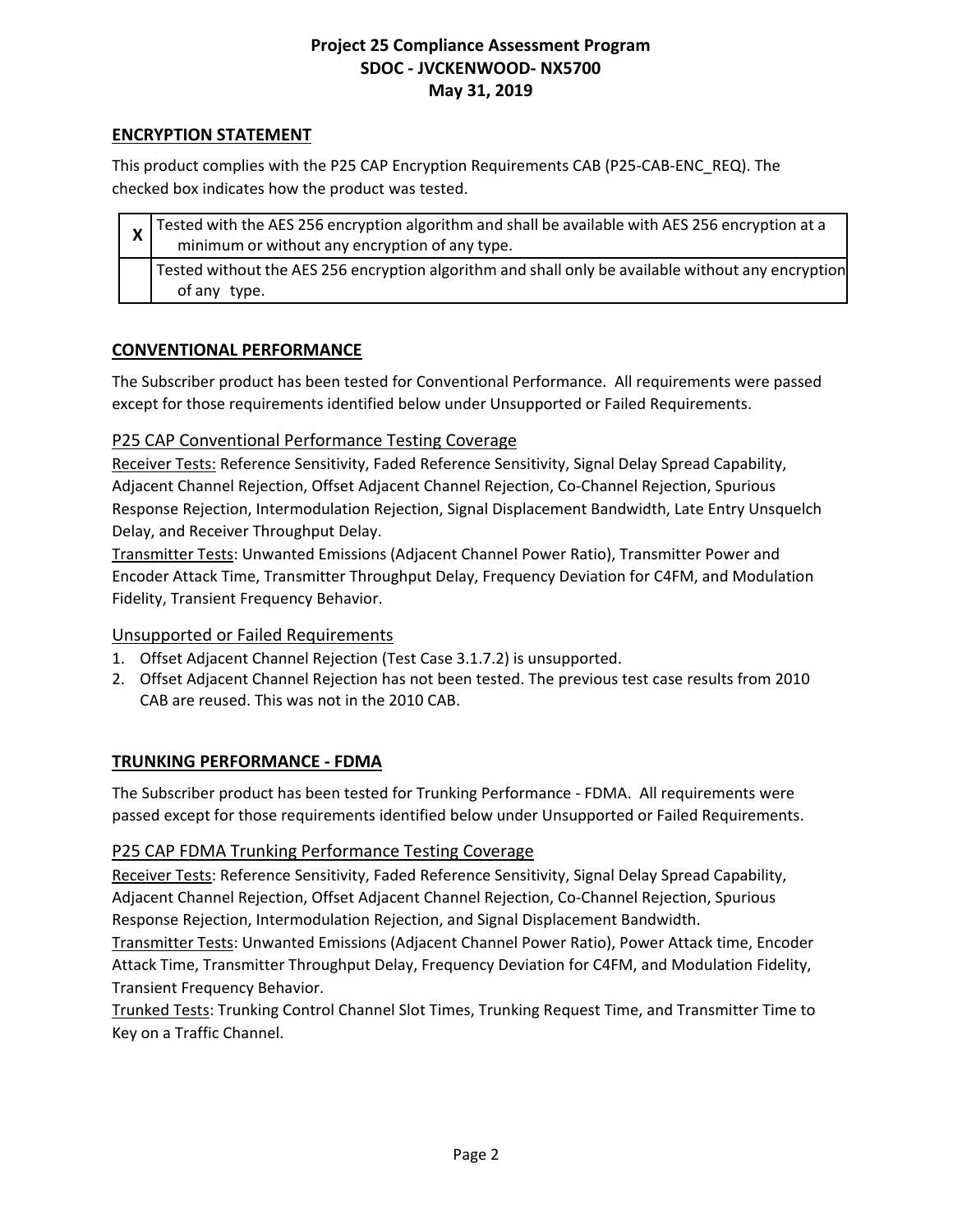## ENCRYPTION STATEMENT

This product complies with the P25 CAP Encryption Requirements CAB (P25-CAB-ENC_REQ). The checked box indicates how the product was tested.

| | |
|---|---|
| X | Tested with the AES 256 encryption algorithm and shall be available with AES 256 encryption at a minimum or without any encryption of any type. |
| | Tested without the AES 256 encryption algorithm and shall only be available without any encryption of any type. |

## CONVENTIONAL PERFORMANCE

The Subscriber product has been tested for Conventional Performance. All requirements were passed except for those requirements identified below under Unsupported or Failed Requirements.

### P25 CAP Conventional Performance Testing Coverage

Receiver Tests: Reference Sensitivity, Faded Reference Sensitivity, Signal Delay Spread Capability, Adjacent Channel Rejection, Offset Adjacent Channel Rejection, Co-Channel Rejection, Spurious Response Rejection, Intermodulation Rejection, Signal Displacement Bandwidth, Late Entry Unsquelch Delay, and Receiver Throughput Delay.

Transmitter Tests: Unwanted Emissions (Adjacent Channel Power Ratio), Transmitter Power and Encoder Attack Time, Transmitter Throughput Delay, Frequency Deviation for C4FM, and Modulation Fidelity, Transient Frequency Behavior.

### Unsupported or Failed Requirements

1. Offset Adjacent Channel Rejection (Test Case 3.1.7.2) is unsupported.
2. Offset Adjacent Channel Rejection has not been tested. The previous test case results from 2010 CAB are reused. This was not in the 2010 CAB.

## TRUNKING PERFORMANCE - FDMA

The Subscriber product has been tested for Trunking Performance - FDMA. All requirements were passed except for those requirements identified below under Unsupported or Failed Requirements.

### P25 CAP FDMA Trunking Performance Testing Coverage

Receiver Tests: Reference Sensitivity, Faded Reference Sensitivity, Signal Delay Spread Capability, Adjacent Channel Rejection, Offset Adjacent Channel Rejection, Co-Channel Rejection, Spurious Response Rejection, Intermodulation Rejection, and Signal Displacement Bandwidth.

Transmitter Tests: Unwanted Emissions (Adjacent Channel Power Ratio), Power Attack time, Encoder Attack Time, Transmitter Throughput Delay, Frequency Deviation for C4FM, and Modulation Fidelity, Transient Frequency Behavior.

Trunked Tests: Trunking Control Channel Slot Times, Trunking Request Time, and Transmitter Time to Key on a Traffic Channel.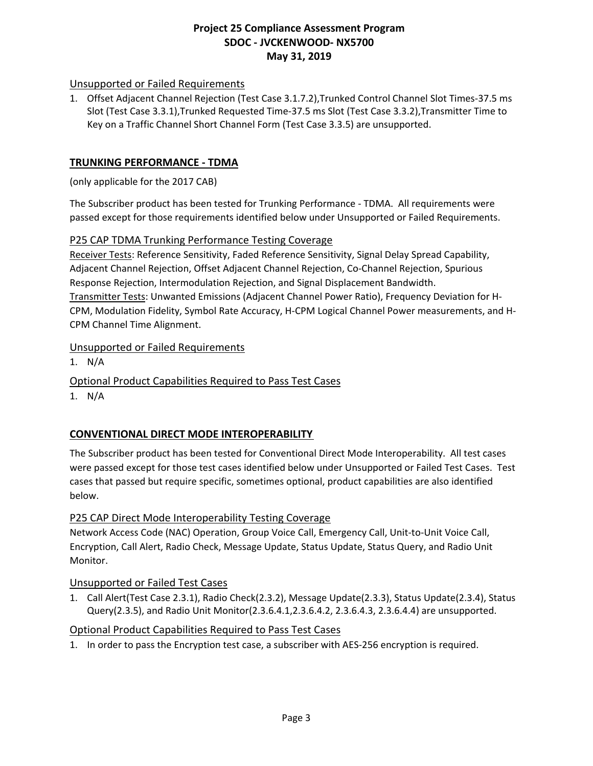### Unsupported or Failed Requirements

1. Offset Adjacent Channel Rejection (Test Case 3.1.7.2),Trunked Control Channel Slot Times-37.5 ms Slot (Test Case 3.3.1),Trunked Requested Time-37.5 ms Slot (Test Case 3.3.2),Transmitter Time to Key on a Traffic Channel Short Channel Form (Test Case 3.3.5) are unsupported.

## TRUNKING PERFORMANCE - TDMA

(only applicable for the 2017 CAB)

The Subscriber product has been tested for Trunking Performance - TDMA. All requirements were passed except for those requirements identified below under Unsupported or Failed Requirements.

### P25 CAP TDMA Trunking Performance Testing Coverage

Receiver Tests: Reference Sensitivity, Faded Reference Sensitivity, Signal Delay Spread Capability, Adjacent Channel Rejection, Offset Adjacent Channel Rejection, Co-Channel Rejection, Spurious Response Rejection, Intermodulation Rejection, and Signal Displacement Bandwidth.
Transmitter Tests: Unwanted Emissions (Adjacent Channel Power Ratio), Frequency Deviation for H-CPM, Modulation Fidelity, Symbol Rate Accuracy, H-CPM Logical Channel Power measurements, and H-CPM Channel Time Alignment.

### Unsupported or Failed Requirements

1. N/A

### Optional Product Capabilities Required to Pass Test Cases

1. N/A

## CONVENTIONAL DIRECT MODE INTEROPERABILITY

The Subscriber product has been tested for Conventional Direct Mode Interoperability. All test cases were passed except for those test cases identified below under Unsupported or Failed Test Cases. Test cases that passed but require specific, sometimes optional, product capabilities are also identified below.

### P25 CAP Direct Mode Interoperability Testing Coverage

Network Access Code (NAC) Operation, Group Voice Call, Emergency Call, Unit-to-Unit Voice Call, Encryption, Call Alert, Radio Check, Message Update, Status Update, Status Query, and Radio Unit Monitor.

### Unsupported or Failed Test Cases

1. Call Alert(Test Case 2.3.1), Radio Check(2.3.2), Message Update(2.3.3), Status Update(2.3.4), Status Query(2.3.5), and Radio Unit Monitor(2.3.6.4.1,2.3.6.4.2, 2.3.6.4.3, 2.3.6.4.4) are unsupported.

### Optional Product Capabilities Required to Pass Test Cases

1. In order to pass the Encryption test case, a subscriber with AES-256 encryption is required.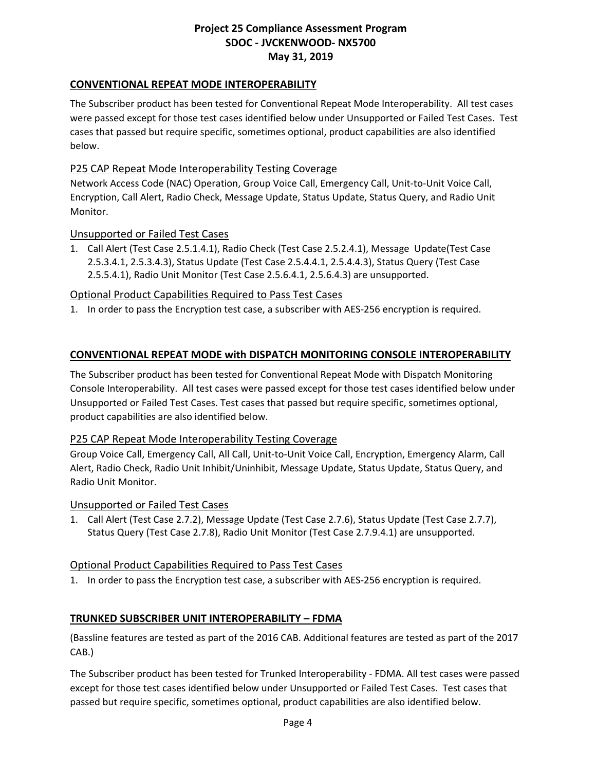## CONVENTIONAL REPEAT MODE INTEROPERABILITY

The Subscriber product has been tested for Conventional Repeat Mode Interoperability. All test cases were passed except for those test cases identified below under Unsupported or Failed Test Cases. Test cases that passed but require specific, sometimes optional, product capabilities are also identified below.

### P25 CAP Repeat Mode Interoperability Testing Coverage

Network Access Code (NAC) Operation, Group Voice Call, Emergency Call, Unit-to-Unit Voice Call, Encryption, Call Alert, Radio Check, Message Update, Status Update, Status Query, and Radio Unit Monitor.

### Unsupported or Failed Test Cases

1. Call Alert (Test Case 2.5.1.4.1), Radio Check (Test Case 2.5.2.4.1), Message Update(Test Case 2.5.3.4.1, 2.5.3.4.3), Status Update (Test Case 2.5.4.4.1, 2.5.4.4.3), Status Query (Test Case 2.5.5.4.1), Radio Unit Monitor (Test Case 2.5.6.4.1, 2.5.6.4.3) are unsupported.

### Optional Product Capabilities Required to Pass Test Cases

1. In order to pass the Encryption test case, a subscriber with AES-256 encryption is required.

## CONVENTIONAL REPEAT MODE with DISPATCH MONITORING CONSOLE INTEROPERABILITY

The Subscriber product has been tested for Conventional Repeat Mode with Dispatch Monitoring Console Interoperability. All test cases were passed except for those test cases identified below under Unsupported or Failed Test Cases. Test cases that passed but require specific, sometimes optional, product capabilities are also identified below.

### P25 CAP Repeat Mode Interoperability Testing Coverage

Group Voice Call, Emergency Call, All Call, Unit-to-Unit Voice Call, Encryption, Emergency Alarm, Call Alert, Radio Check, Radio Unit Inhibit/Uninhibit, Message Update, Status Update, Status Query, and Radio Unit Monitor.

### Unsupported or Failed Test Cases

1. Call Alert (Test Case 2.7.2), Message Update (Test Case 2.7.6), Status Update (Test Case 2.7.7), Status Query (Test Case 2.7.8), Radio Unit Monitor (Test Case 2.7.9.4.1) are unsupported.

### Optional Product Capabilities Required to Pass Test Cases

1. In order to pass the Encryption test case, a subscriber with AES-256 encryption is required.

## TRUNKED SUBSCRIBER UNIT INTEROPERABILITY – FDMA

(Bassline features are tested as part of the 2016 CAB. Additional features are tested as part of the 2017 CAB.)

The Subscriber product has been tested for Trunked Interoperability - FDMA. All test cases were passed except for those test cases identified below under Unsupported or Failed Test Cases. Test cases that passed but require specific, sometimes optional, product capabilities are also identified below.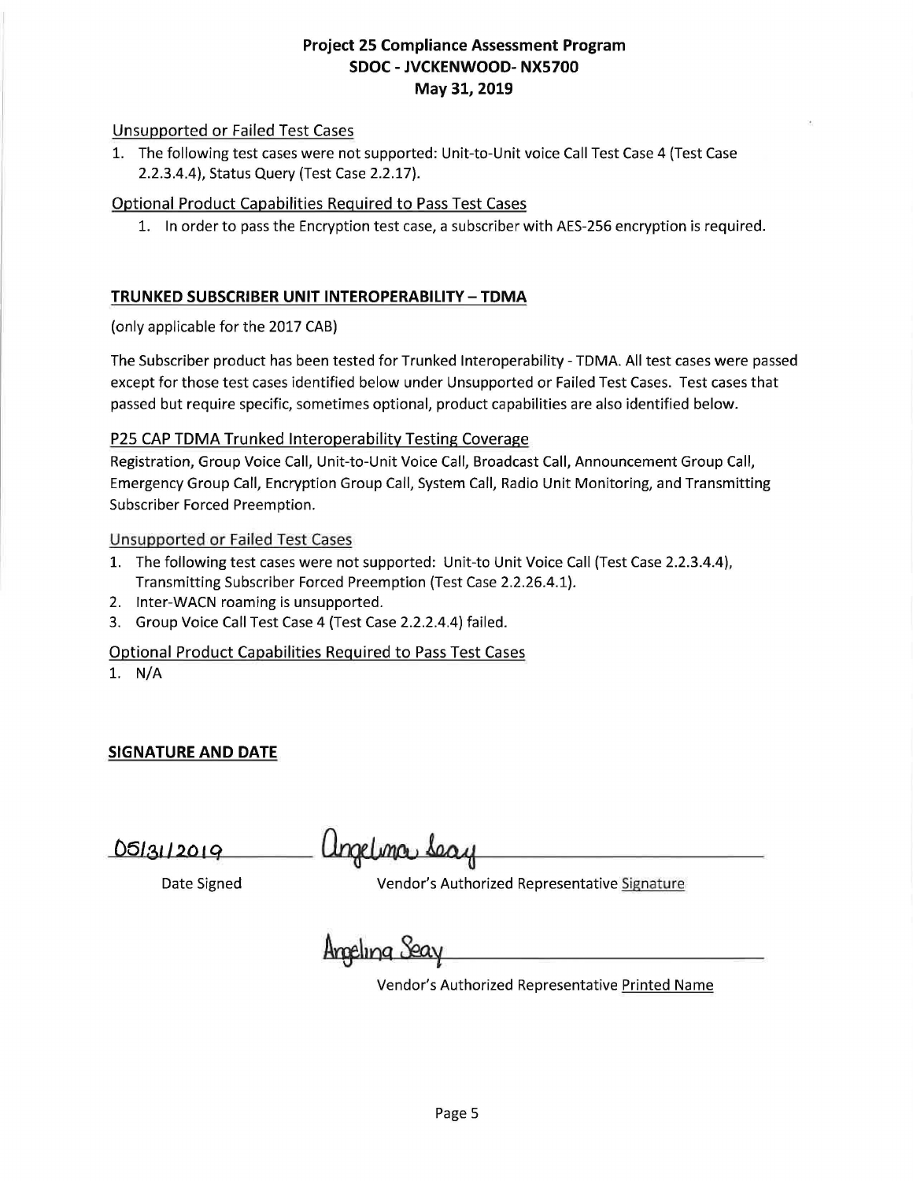Unsupported or Failed Test Cases

1. The following test cases were not supported: Unit-to-Unit voice Call Test Case 4 (Test Case 2.2.3.4.4), Status Query (Test Case 2.2.17).

Optional Product Capabilities Required to Pass Test Cases

1. In order to pass the Encryption test case, a subscriber with AES-256 encryption is required.

## TRUNKED SUBSCRIBER UNIT INTEROPERABILITY – TDMA

(only applicable for the 2017 CAB)

The Subscriber product has been tested for Trunked Interoperability - TDMA. All test cases were passed except for those test cases identified below under Unsupported or Failed Test Cases. Test cases that passed but require specific, sometimes optional, product capabilities are also identified below.

P25 CAP TDMA Trunked Interoperability Testing Coverage

Registration, Group Voice Call, Unit-to-Unit Voice Call, Broadcast Call, Announcement Group Call, Emergency Group Call, Encryption Group Call, System Call, Radio Unit Monitoring, and Transmitting Subscriber Forced Preemption.

Unsupported or Failed Test Cases

1. The following test cases were not supported: Unit-to Unit Voice Call (Test Case 2.2.3.4.4), Transmitting Subscriber Forced Preemption (Test Case 2.2.26.4.1).
2. Inter-WACN roaming is unsupported.
3. Group Voice Call Test Case 4 (Test Case 2.2.2.4.4) failed.

Optional Product Capabilities Required to Pass Test Cases

1. N/A

## SIGNATURE AND DATE

05/31/2019 — Angelina Seay

Date Signed — Vendor's Authorized Representative Signature

Angelina Seay

Vendor's Authorized Representative Printed Name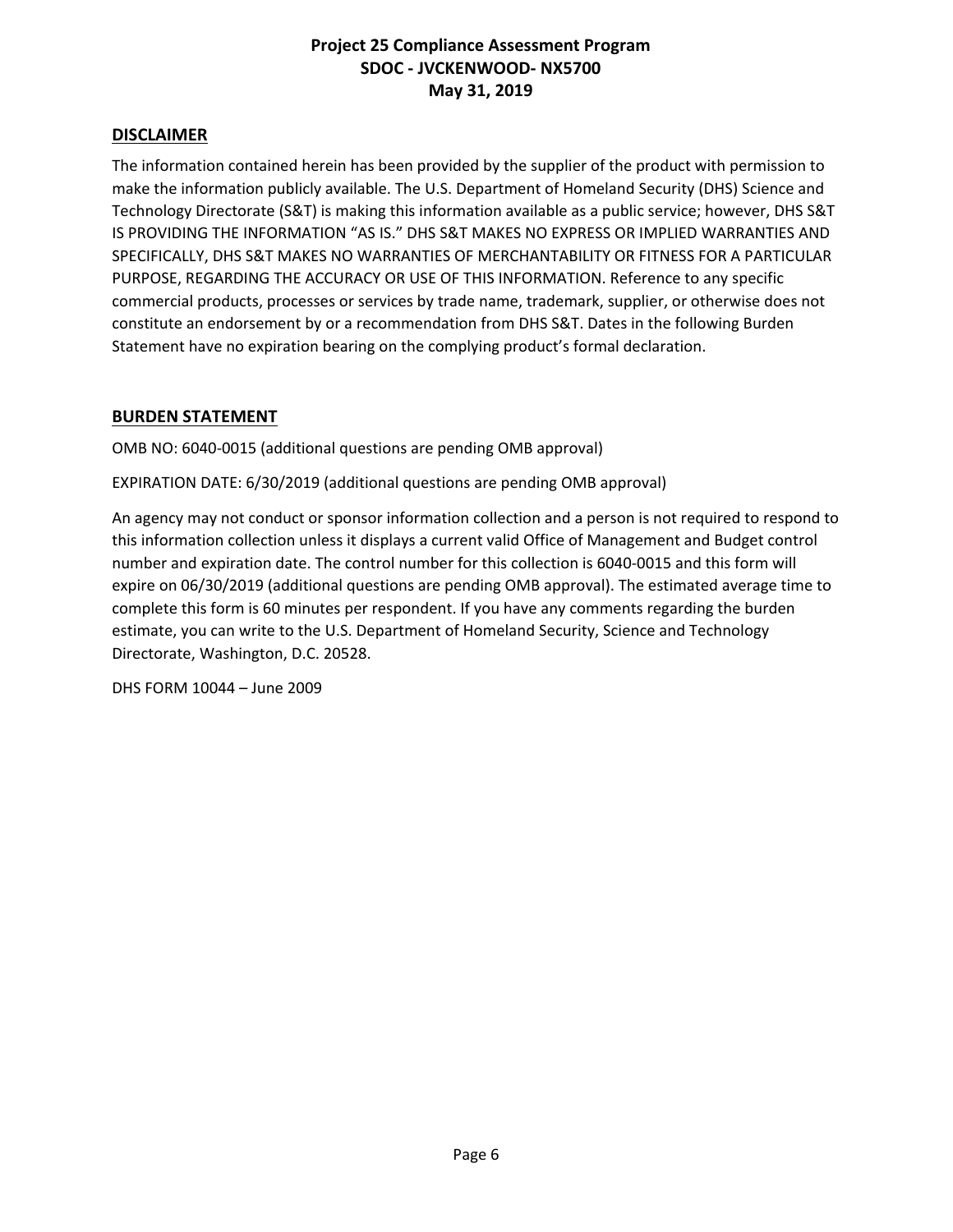## DISCLAIMER

The information contained herein has been provided by the supplier of the product with permission to make the information publicly available. The U.S. Department of Homeland Security (DHS) Science and Technology Directorate (S&T) is making this information available as a public service; however, DHS S&T IS PROVIDING THE INFORMATION "AS IS." DHS S&T MAKES NO EXPRESS OR IMPLIED WARRANTIES AND SPECIFICALLY, DHS S&T MAKES NO WARRANTIES OF MERCHANTABILITY OR FITNESS FOR A PARTICULAR PURPOSE, REGARDING THE ACCURACY OR USE OF THIS INFORMATION. Reference to any specific commercial products, processes or services by trade name, trademark, supplier, or otherwise does not constitute an endorsement by or a recommendation from DHS S&T. Dates in the following Burden Statement have no expiration bearing on the complying product's formal declaration.

## BURDEN STATEMENT

OMB NO: 6040-0015 (additional questions are pending OMB approval)

EXPIRATION DATE: 6/30/2019 (additional questions are pending OMB approval)

An agency may not conduct or sponsor information collection and a person is not required to respond to this information collection unless it displays a current valid Office of Management and Budget control number and expiration date. The control number for this collection is 6040-0015 and this form will expire on 06/30/2019 (additional questions are pending OMB approval). The estimated average time to complete this form is 60 minutes per respondent. If you have any comments regarding the burden estimate, you can write to the U.S. Department of Homeland Security, Science and Technology Directorate, Washington, D.C. 20528.

DHS FORM 10044 – June 2009